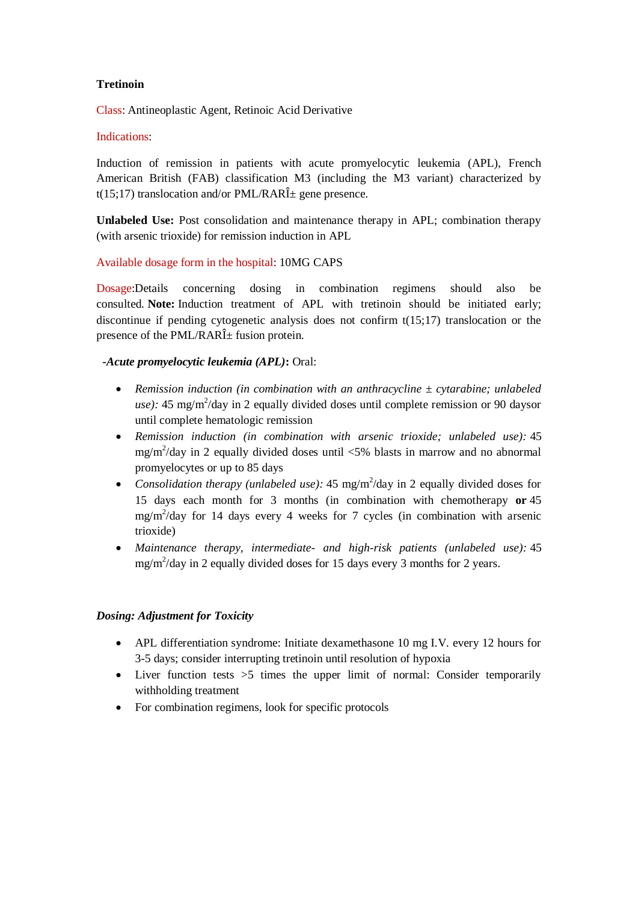**Tretinoin**

Class: Antineoplastic Agent, Retinoic Acid Derivative

Indications:

Induction of remission in patients with acute promyelocytic leukemia (APL), French American British (FAB) classification M3 (including the M3 variant) characterized by t(15;17) translocation and/or PML/RARÎ± gene presence.

**Unlabeled Use:** Post consolidation and maintenance therapy in APL; combination therapy (with arsenic trioxide) for remission induction in APL

Available dosage form in the hospital: 10MG CAPS

Dosage:Details concerning dosing in combination regimens should also be consulted. **Note:** Induction treatment of APL with tretinoin should be initiated early; discontinue if pending cytogenetic analysis does not confirm t(15;17) translocation or the presence of the PML/RARÎ± fusion protein.

***-Acute promyelocytic leukemia (APL)*:** Oral:

- *Remission induction (in combination with an anthracycline ± cytarabine; unlabeled use):* 45 mg/m$^2$/day in 2 equally divided doses until complete remission or 90 daysor until complete hematologic remission
- *Remission induction (in combination with arsenic trioxide; unlabeled use):* 45 mg/m$^2$/day in 2 equally divided doses until <5% blasts in marrow and no abnormal promyelocytes or up to 85 days
- *Consolidation therapy (unlabeled use):* 45 mg/m$^2$/day in 2 equally divided doses for 15 days each month for 3 months (in combination with chemotherapy **or** 45 mg/m$^2$/day for 14 days every 4 weeks for 7 cycles (in combination with arsenic trioxide)
- *Maintenance therapy, intermediate- and high-risk patients (unlabeled use):* 45 mg/m$^2$/day in 2 equally divided doses for 15 days every 3 months for 2 years.

***Dosing: Adjustment for Toxicity***

- APL differentiation syndrome: Initiate dexamethasone 10 mg I.V. every 12 hours for 3-5 days; consider interrupting tretinoin until resolution of hypoxia
- Liver function tests >5 times the upper limit of normal: Consider temporarily withholding treatment
- For combination regimens, look for specific protocols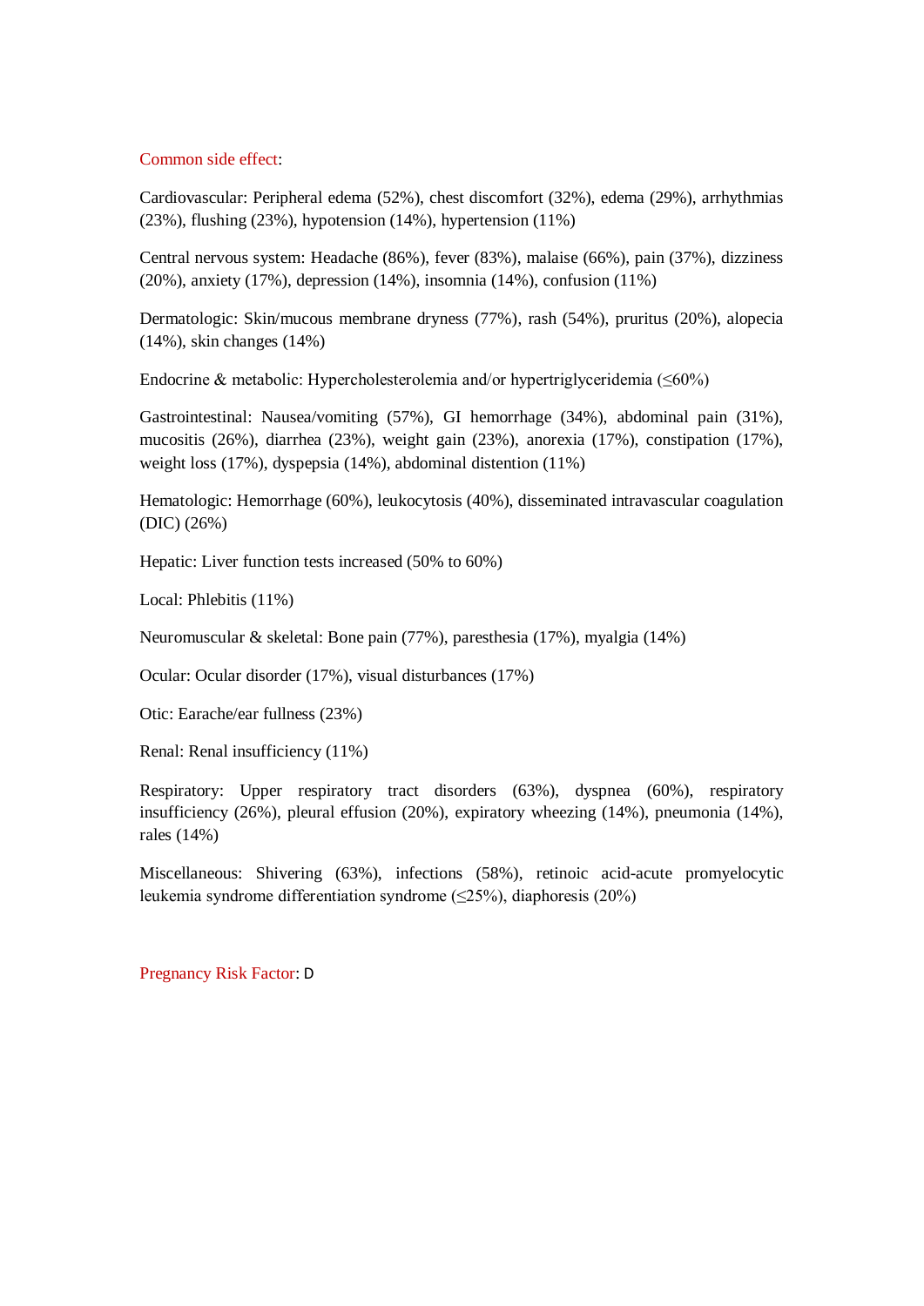Common side effect:

Cardiovascular: Peripheral edema (52%), chest discomfort (32%), edema (29%), arrhythmias (23%), flushing (23%), hypotension (14%), hypertension (11%)

Central nervous system: Headache (86%), fever (83%), malaise (66%), pain (37%), dizziness (20%), anxiety (17%), depression (14%), insomnia (14%), confusion (11%)

Dermatologic: Skin/mucous membrane dryness (77%), rash (54%), pruritus (20%), alopecia (14%), skin changes (14%)

Endocrine & metabolic: Hypercholesterolemia and/or hypertriglyceridemia (≤60%)

Gastrointestinal: Nausea/vomiting (57%), GI hemorrhage (34%), abdominal pain (31%), mucositis (26%), diarrhea (23%), weight gain (23%), anorexia (17%), constipation (17%), weight loss (17%), dyspepsia (14%), abdominal distention (11%)

Hematologic: Hemorrhage (60%), leukocytosis (40%), disseminated intravascular coagulation (DIC) (26%)

Hepatic: Liver function tests increased (50% to 60%)

Local: Phlebitis (11%)

Neuromuscular & skeletal: Bone pain (77%), paresthesia (17%), myalgia (14%)

Ocular: Ocular disorder (17%), visual disturbances (17%)

Otic: Earache/ear fullness (23%)

Renal: Renal insufficiency (11%)

Respiratory: Upper respiratory tract disorders (63%), dyspnea (60%), respiratory insufficiency (26%), pleural effusion (20%), expiratory wheezing (14%), pneumonia (14%), rales (14%)

Miscellaneous: Shivering (63%), infections (58%), retinoic acid-acute promyelocytic leukemia syndrome differentiation syndrome (≤25%), diaphoresis (20%)

Pregnancy Risk Factor: D